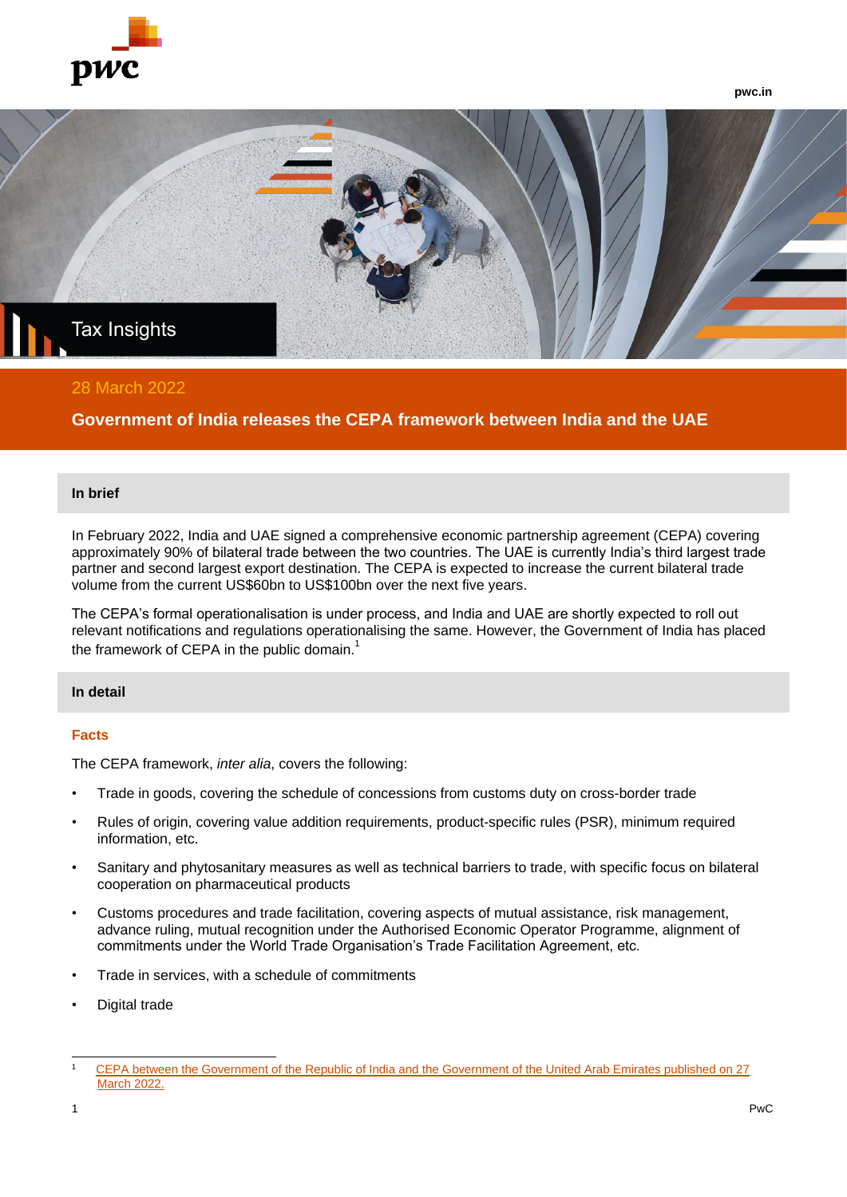Tax Insights

28 March 2022

# Government of India releases the CEPA framework between India and the UAE

## In brief

In February 2022, India and UAE signed a comprehensive economic partnership agreement (CEPA) covering approximately 90% of bilateral trade between the two countries. The UAE is currently India's third largest trade partner and second largest export destination. The CEPA is expected to increase the current bilateral trade volume from the current US$60bn to US$100bn over the next five years.

The CEPA's formal operationalisation is under process, and India and UAE are shortly expected to roll out relevant notifications and regulations operationalising the same. However, the Government of India has placed the framework of CEPA in the public domain.[1]

## In detail

### Facts

The CEPA framework, *inter alia*, covers the following:

- Trade in goods, covering the schedule of concessions from customs duty on cross-border trade
- Rules of origin, covering value addition requirements, product-specific rules (PSR), minimum required information, etc.
- Sanitary and phytosanitary measures as well as technical barriers to trade, with specific focus on bilateral cooperation on pharmaceutical products
- Customs procedures and trade facilitation, covering aspects of mutual assistance, risk management, advance ruling, mutual recognition under the Authorised Economic Operator Programme, alignment of commitments under the World Trade Organisation's Trade Facilitation Agreement, etc.
- Trade in services, with a schedule of commitments
- Digital trade

[1] CEPA between the Government of the Republic of India and the Government of the United Arab Emirates published on 27 March 2022.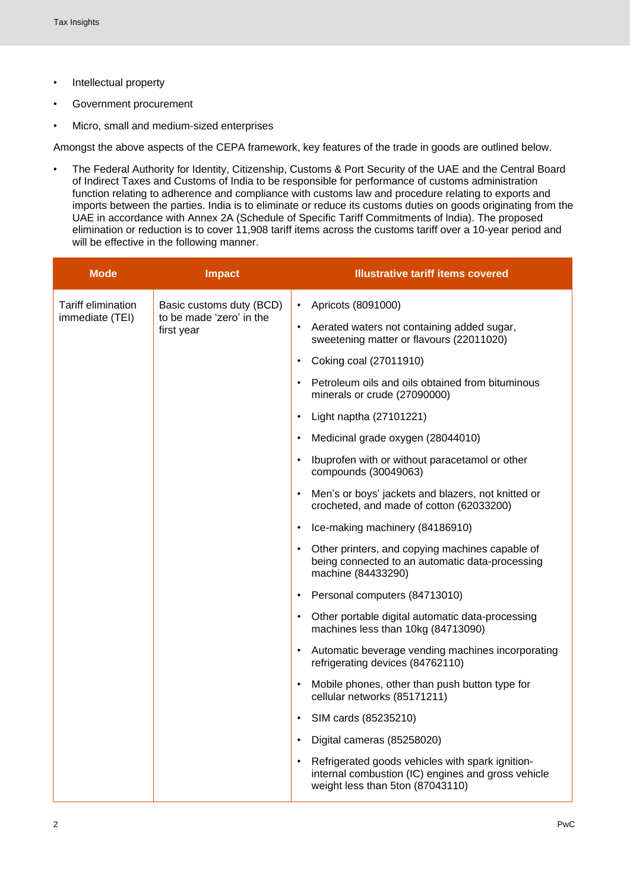- Intellectual property
- Government procurement
- Micro, small and medium-sized enterprises

Amongst the above aspects of the CEPA framework, key features of the trade in goods are outlined below.

- The Federal Authority for Identity, Citizenship, Customs & Port Security of the UAE and the Central Board of Indirect Taxes and Customs of India to be responsible for performance of customs administration function relating to adherence and compliance with customs law and procedure relating to exports and imports between the parties. India is to eliminate or reduce its customs duties on goods originating from the UAE in accordance with Annex 2A (Schedule of Specific Tariff Commitments of India). The proposed elimination or reduction is to cover 11,908 tariff items across the customs tariff over a 10-year period and will be effective in the following manner.

| Mode | Impact | Illustrative tariff items covered |
| --- | --- | --- |
| Tariff elimination immediate (TEI) | Basic customs duty (BCD) to be made 'zero' in the first year | • Apricots (8091000)<br>• Aerated waters not containing added sugar, sweetening matter or flavours (22011020)<br>• Coking coal (27011910)<br>• Petroleum oils and oils obtained from bituminous minerals or crude (27090000)<br>• Light naptha (27101221)<br>• Medicinal grade oxygen (28044010)<br>• Ibuprofen with or without paracetamol or other compounds (30049063)<br>• Men's or boys' jackets and blazers, not knitted or crocheted, and made of cotton (62033200)<br>• Ice-making machinery (84186910)<br>• Other printers, and copying machines capable of being connected to an automatic data-processing machine (84433290)<br>• Personal computers (84713010)<br>• Other portable digital automatic data-processing machines less than 10kg (84713090)<br>• Automatic beverage vending machines incorporating refrigerating devices (84762110)<br>• Mobile phones, other than push button type for cellular networks (85171211)<br>• SIM cards (85235210)<br>• Digital cameras (85258020)<br>• Refrigerated goods vehicles with spark ignition-internal combustion (IC) engines and gross vehicle weight less than 5ton (87043110) |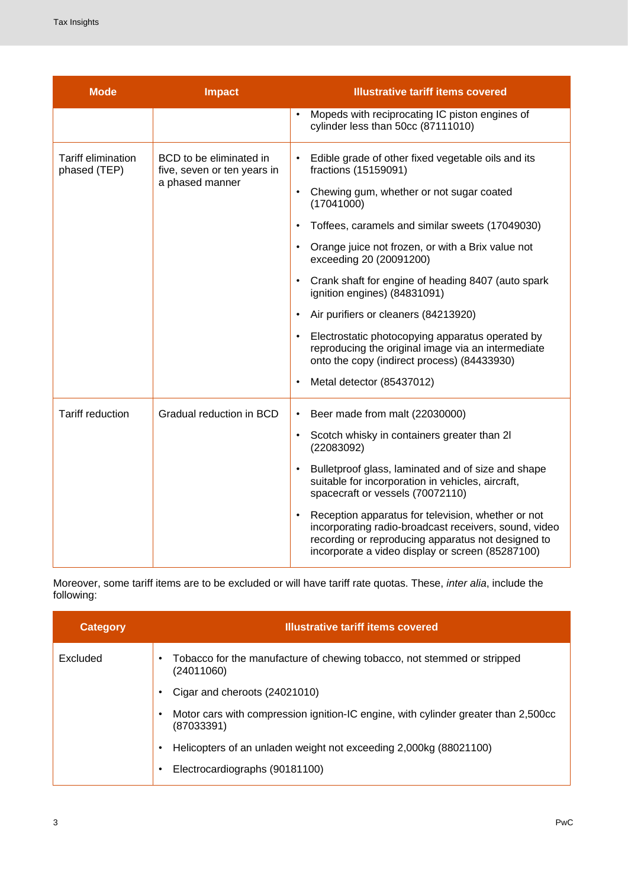| Mode | Impact | Illustrative tariff items covered |
|---|---|---|
| | | • Mopeds with reciprocating IC piston engines of cylinder less than 50cc (87111010) |
| Tariff elimination phased (TEP) | BCD to be eliminated in five, seven or ten years in a phased manner | • Edible grade of other fixed vegetable oils and its fractions (15159091)<br>• Chewing gum, whether or not sugar coated (17041000)<br>• Toffees, caramels and similar sweets (17049030)<br>• Orange juice not frozen, or with a Brix value not exceeding 20 (20091200)<br>• Crank shaft for engine of heading 8407 (auto spark ignition engines) (84831091)<br>• Air purifiers or cleaners (84213920)<br>• Electrostatic photocopying apparatus operated by reproducing the original image via an intermediate onto the copy (indirect process) (84433930)<br>• Metal detector (85437012) |
| Tariff reduction | Gradual reduction in BCD | • Beer made from malt (22030000)<br>• Scotch whisky in containers greater than 2l (22083092)<br>• Bulletproof glass, laminated and of size and shape suitable for incorporation in vehicles, aircraft, spacecraft or vessels (70072110)<br>• Reception apparatus for television, whether or not incorporating radio-broadcast receivers, sound, video recording or reproducing apparatus not designed to incorporate a video display or screen (85287100) |

Moreover, some tariff items are to be excluded or will have tariff rate quotas. These, *inter alia*, include the following:

| Category | Illustrative tariff items covered |
|---|---|
| Excluded | • Tobacco for the manufacture of chewing tobacco, not stemmed or stripped (24011060)<br>• Cigar and cheroots (24021010)<br>• Motor cars with compression ignition-IC engine, with cylinder greater than 2,500cc (87033391)<br>• Helicopters of an unladen weight not exceeding 2,000kg (88021100)<br>• Electrocardiographs (90181100) |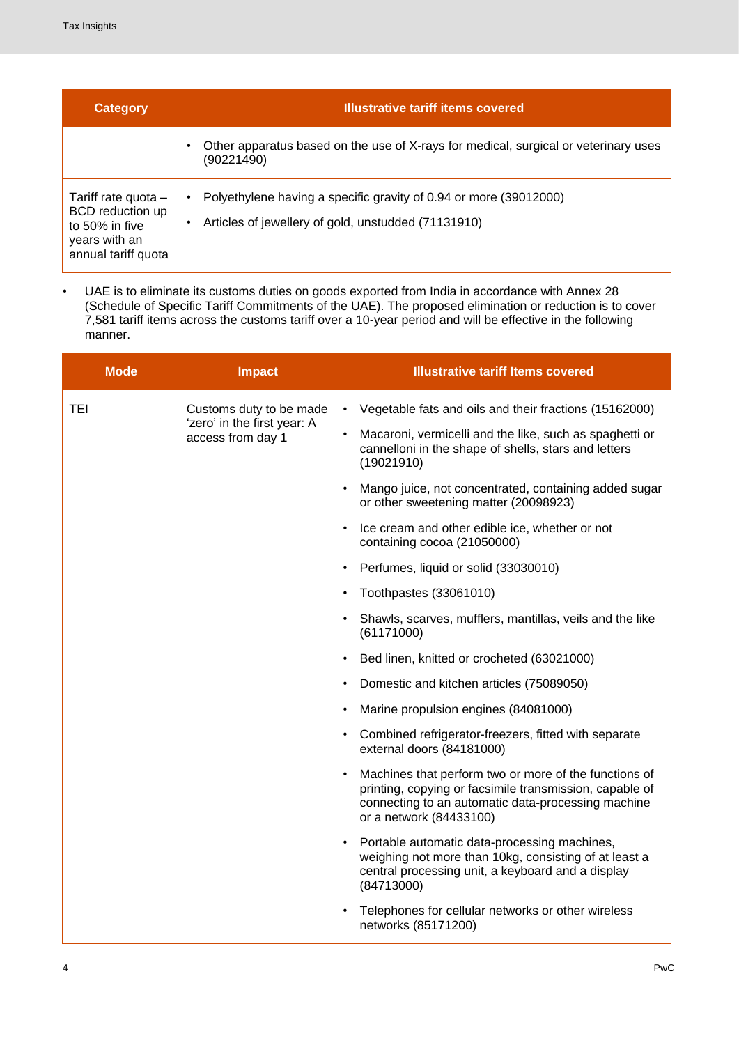| Category | Illustrative tariff items covered |
|---|---|
| | • Other apparatus based on the use of X-rays for medical, surgical or veterinary uses (90221490) |
| Tariff rate quota – BCD reduction up to 50% in five years with an annual tariff quota | • Polyethylene having a specific gravity of 0.94 or more (39012000)<br>• Articles of jewellery of gold, unstudded (71131910) |

- UAE is to eliminate its customs duties on goods exported from India in accordance with Annex 28 (Schedule of Specific Tariff Commitments of the UAE). The proposed elimination or reduction is to cover 7,581 tariff items across the customs tariff over a 10-year period and will be effective in the following manner.

| Mode | Impact | Illustrative tariff Items covered |
|---|---|---|
| TEI | Customs duty to be made 'zero' in the first year: A access from day 1 | • Vegetable fats and oils and their fractions (15162000)<br>• Macaroni, vermicelli and the like, such as spaghetti or cannelloni in the shape of shells, stars and letters (19021910)<br>• Mango juice, not concentrated, containing added sugar or other sweetening matter (20098923)<br>• Ice cream and other edible ice, whether or not containing cocoa (21050000)<br>• Perfumes, liquid or solid (33030010)<br>• Toothpastes (33061010)<br>• Shawls, scarves, mufflers, mantillas, veils and the like (61171000)<br>• Bed linen, knitted or crocheted (63021000)<br>• Domestic and kitchen articles (75089050)<br>• Marine propulsion engines (84081000)<br>• Combined refrigerator-freezers, fitted with separate external doors (84181000)<br>• Machines that perform two or more of the functions of printing, copying or facsimile transmission, capable of connecting to an automatic data-processing machine or a network (84433100)<br>• Portable automatic data-processing machines, weighing not more than 10kg, consisting of at least a central processing unit, a keyboard and a display (84713000)<br>• Telephones for cellular networks or other wireless networks (85171200) |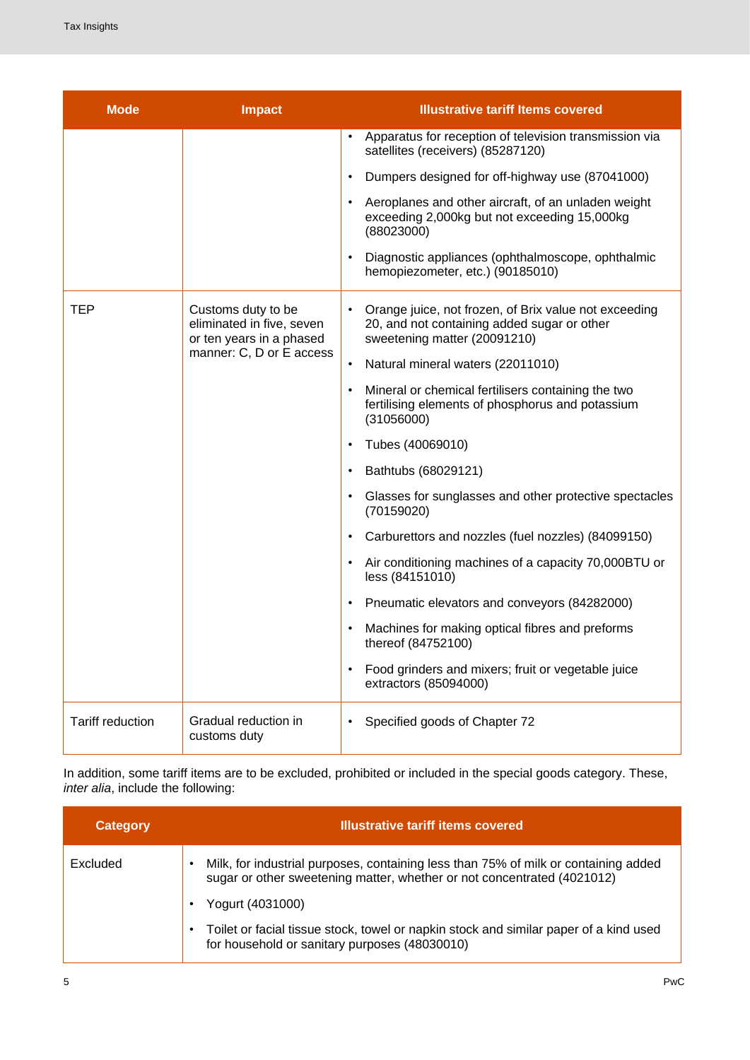| Mode | Impact | Illustrative tariff Items covered |
|---|---|---|
| | | • Apparatus for reception of television transmission via satellites (receivers) (85287120)<br>• Dumpers designed for off-highway use (87041000)<br>• Aeroplanes and other aircraft, of an unladen weight exceeding 2,000kg but not exceeding 15,000kg (88023000)<br>• Diagnostic appliances (ophthalmoscope, ophthalmic hemopiezometer, etc.) (90185010) |
| TEP | Customs duty to be eliminated in five, seven or ten years in a phased manner: C, D or E access | • Orange juice, not frozen, of Brix value not exceeding 20, and not containing added sugar or other sweetening matter (20091210)<br>• Natural mineral waters (22011010)<br>• Mineral or chemical fertilisers containing the two fertilising elements of phosphorus and potassium (31056000)<br>• Tubes (40069010)<br>• Bathtubs (68029121)<br>• Glasses for sunglasses and other protective spectacles (70159020)<br>• Carburettors and nozzles (fuel nozzles) (84099150)<br>• Air conditioning machines of a capacity 70,000BTU or less (84151010)<br>• Pneumatic elevators and conveyors (84282000)<br>• Machines for making optical fibres and preforms thereof (84752100)<br>• Food grinders and mixers; fruit or vegetable juice extractors (85094000) |
| Tariff reduction | Gradual reduction in customs duty | • Specified goods of Chapter 72 |

In addition, some tariff items are to be excluded, prohibited or included in the special goods category. These, *inter alia*, include the following:

| Category | Illustrative tariff items covered |
|---|---|
| Excluded | • Milk, for industrial purposes, containing less than 75% of milk or containing added sugar or other sweetening matter, whether or not concentrated (4021012)<br>• Yogurt (4031000)<br>• Toilet or facial tissue stock, towel or napkin stock and similar paper of a kind used for household or sanitary purposes (48030010) |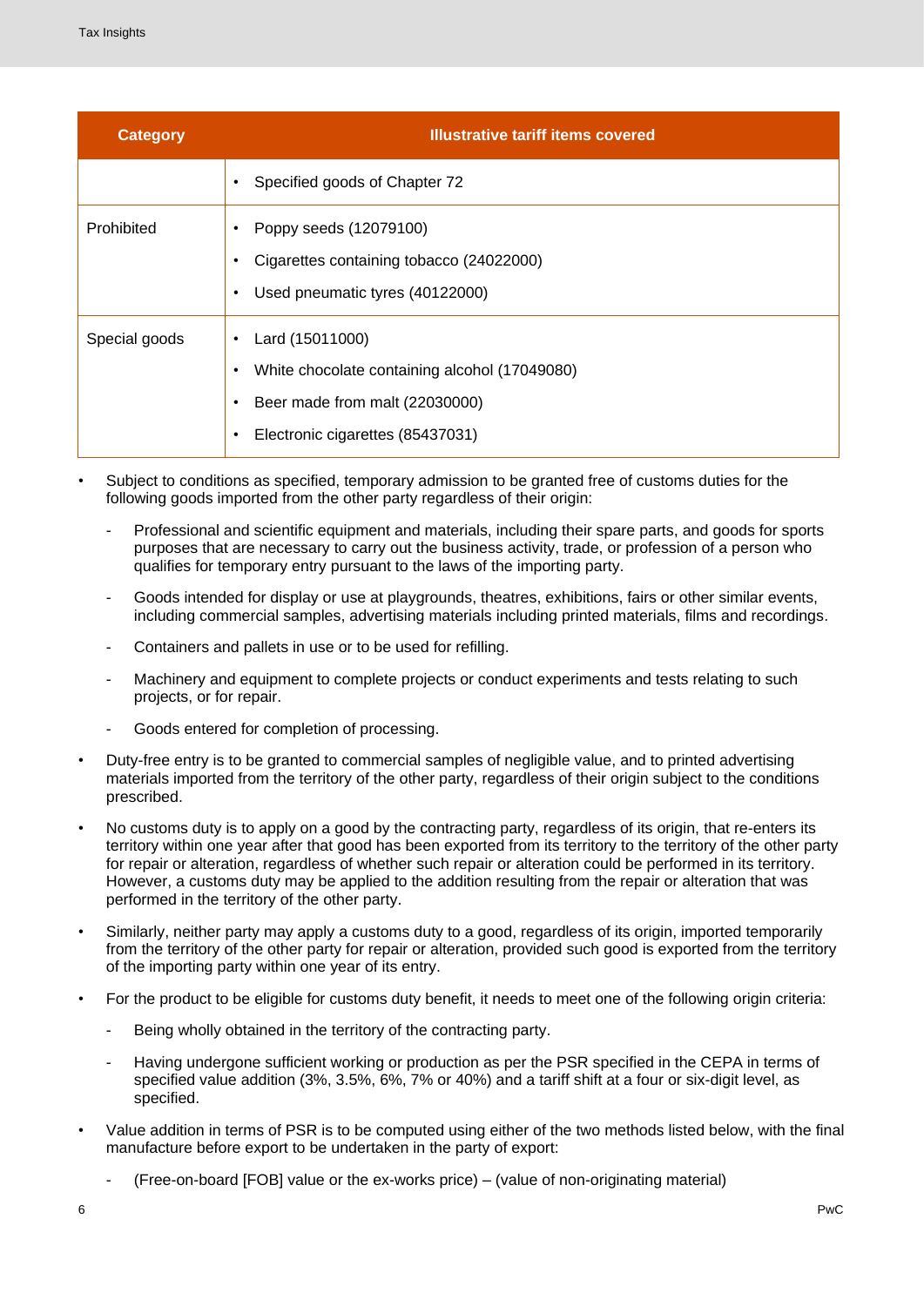| Category | Illustrative tariff items covered |
| --- | --- |
| | • Specified goods of Chapter 72 |
| Prohibited | • Poppy seeds (12079100)<br>• Cigarettes containing tobacco (24022000)<br>• Used pneumatic tyres (40122000) |
| Special goods | • Lard (15011000)<br>• White chocolate containing alcohol (17049080)<br>• Beer made from malt (22030000)<br>• Electronic cigarettes (85437031) |

- Subject to conditions as specified, temporary admission to be granted free of customs duties for the following goods imported from the other party regardless of their origin:
  - Professional and scientific equipment and materials, including their spare parts, and goods for sports purposes that are necessary to carry out the business activity, trade, or profession of a person who qualifies for temporary entry pursuant to the laws of the importing party.
  - Goods intended for display or use at playgrounds, theatres, exhibitions, fairs or other similar events, including commercial samples, advertising materials including printed materials, films and recordings.
  - Containers and pallets in use or to be used for refilling.
  - Machinery and equipment to complete projects or conduct experiments and tests relating to such projects, or for repair.
  - Goods entered for completion of processing.
- Duty-free entry is to be granted to commercial samples of negligible value, and to printed advertising materials imported from the territory of the other party, regardless of their origin subject to the conditions prescribed.
- No customs duty is to apply on a good by the contracting party, regardless of its origin, that re-enters its territory within one year after that good has been exported from its territory to the territory of the other party for repair or alteration, regardless of whether such repair or alteration could be performed in its territory. However, a customs duty may be applied to the addition resulting from the repair or alteration that was performed in the territory of the other party.
- Similarly, neither party may apply a customs duty to a good, regardless of its origin, imported temporarily from the territory of the other party for repair or alteration, provided such good is exported from the territory of the importing party within one year of its entry.
- For the product to be eligible for customs duty benefit, it needs to meet one of the following origin criteria:
  - Being wholly obtained in the territory of the contracting party.
  - Having undergone sufficient working or production as per the PSR specified in the CEPA in terms of specified value addition (3%, 3.5%, 6%, 7% or 40%) and a tariff shift at a four or six-digit level, as specified.
- Value addition in terms of PSR is to be computed using either of the two methods listed below, with the final manufacture before export to be undertaken in the party of export:
  - (Free-on-board [FOB] value or the ex-works price) – (value of non-originating material)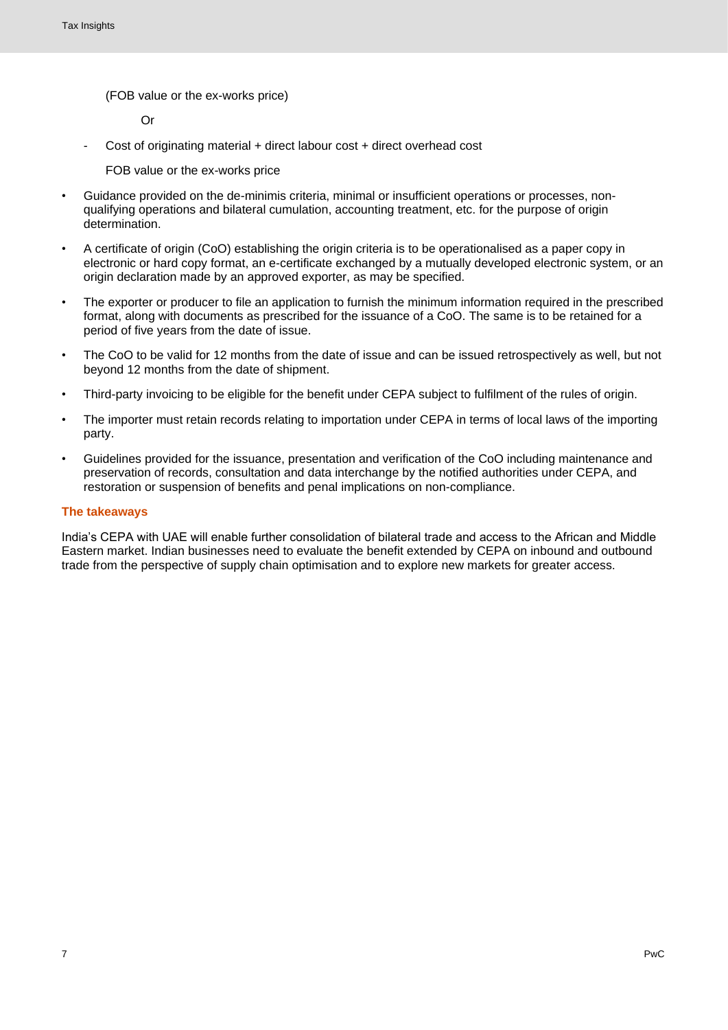(FOB value or the ex-works price)

Or

- Cost of originating material + direct labour cost + direct overhead cost

  FOB value or the ex-works price

- Guidance provided on the de-minimis criteria, minimal or insufficient operations or processes, non-qualifying operations and bilateral cumulation, accounting treatment, etc. for the purpose of origin determination.
- A certificate of origin (CoO) establishing the origin criteria is to be operationalised as a paper copy in electronic or hard copy format, an e-certificate exchanged by a mutually developed electronic system, or an origin declaration made by an approved exporter, as may be specified.
- The exporter or producer to file an application to furnish the minimum information required in the prescribed format, along with documents as prescribed for the issuance of a CoO. The same is to be retained for a period of five years from the date of issue.
- The CoO to be valid for 12 months from the date of issue and can be issued retrospectively as well, but not beyond 12 months from the date of shipment.
- Third-party invoicing to be eligible for the benefit under CEPA subject to fulfilment of the rules of origin.
- The importer must retain records relating to importation under CEPA in terms of local laws of the importing party.
- Guidelines provided for the issuance, presentation and verification of the CoO including maintenance and preservation of records, consultation and data interchange by the notified authorities under CEPA, and restoration or suspension of benefits and penal implications on non-compliance.

## The takeaways

India's CEPA with UAE will enable further consolidation of bilateral trade and access to the African and Middle Eastern market. Indian businesses need to evaluate the benefit extended by CEPA on inbound and outbound trade from the perspective of supply chain optimisation and to explore new markets for greater access.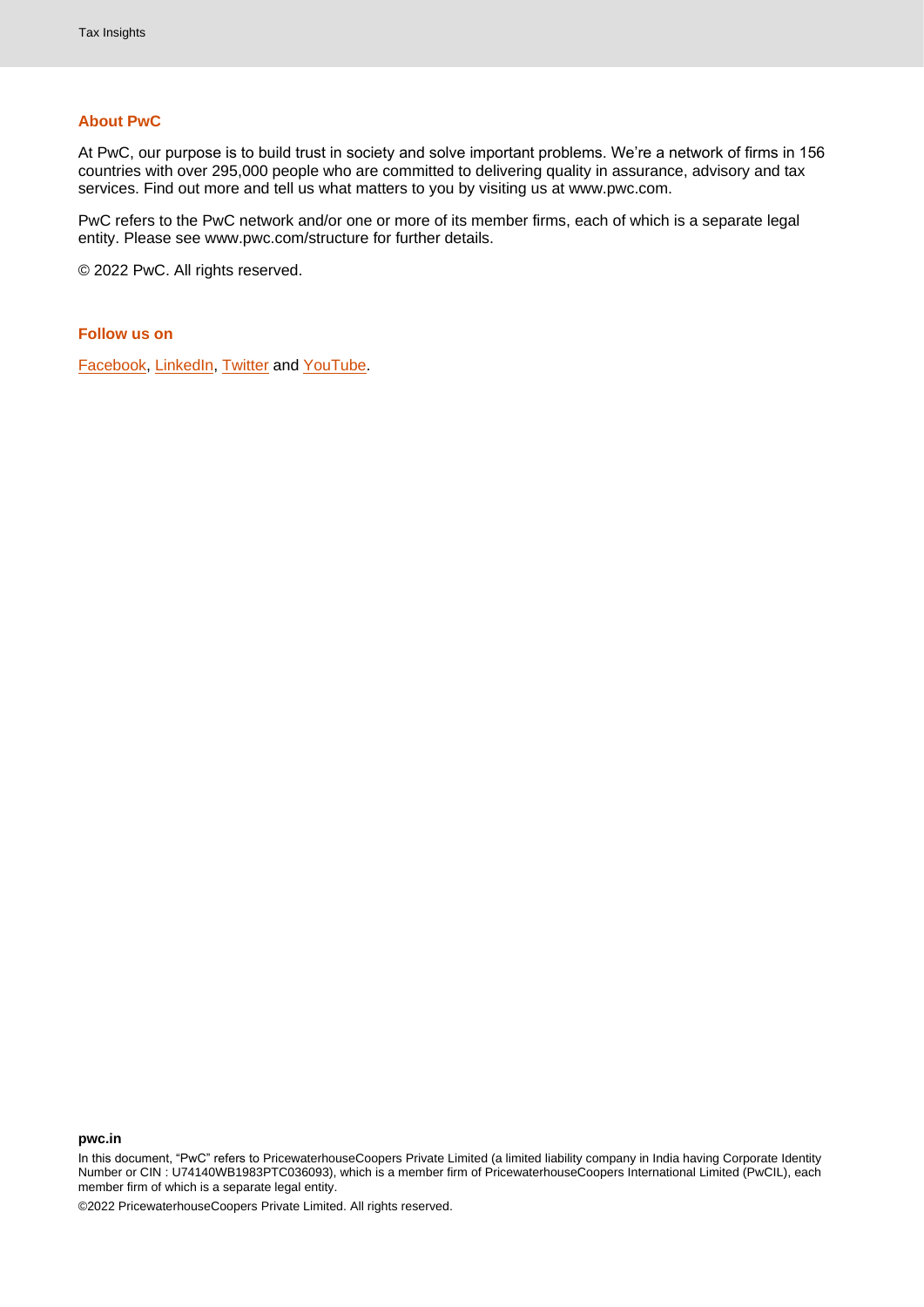### About PwC

At PwC, our purpose is to build trust in society and solve important problems. We're a network of firms in 156 countries with over 295,000 people who are committed to delivering quality in assurance, advisory and tax services. Find out more and tell us what matters to you by visiting us at www.pwc.com.

PwC refers to the PwC network and/or one or more of its member firms, each of which is a separate legal entity. Please see www.pwc.com/structure for further details.

© 2022 PwC. All rights reserved.

### Follow us on

Facebook, LinkedIn, Twitter and YouTube.

**pwc.in**

In this document, "PwC" refers to PricewaterhouseCoopers Private Limited (a limited liability company in India having Corporate Identity Number or CIN : U74140WB1983PTC036093), which is a member firm of PricewaterhouseCoopers International Limited (PwCIL), each member firm of which is a separate legal entity.

©2022 PricewaterhouseCoopers Private Limited. All rights reserved.